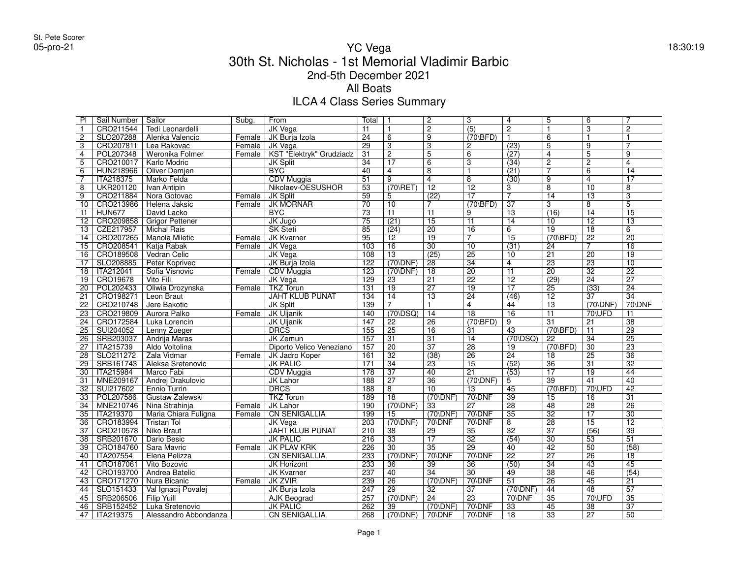St. Pete Scorer
05-pro-21

18:30:19

# YC Vega
## 30th St. Nicholas - 1st Memorial Vladimir Barbic
### 2nd-5th December 2021
### All Boats
### ILCA 4 Class Series Summary

| Pl | Sail Number | Sailor | Subg. | From | Total | 1 | 2 | 3 | 4 | 5 | 6 | 7 |
|---|---|---|---|---|---|---|---|---|---|---|---|---|
| 1 | CRO211544 | Tedi Leonardelli | | JK Vega | 11 | 1 | 2 | (5) | 2 | 1 | 3 | 2 |
| 2 | SLO207288 | Alenka Valencic | Female | JK Burja Izola | 24 | 6 | 9 | (70\BFD) | 1 | 6 | 1 | 1 |
| 3 | CRO207811 | Lea Rakovac | Female | JK Vega | 29 | 3 | 3 | 2 | (23) | 5 | 9 | 7 |
| 4 | POL207348 | Weronika Folmer | Female | KST "Elektryk" Grudziadz | 31 | 2 | 5 | 6 | (27) | 4 | 5 | 9 |
| 5 | CRO210017 | Karlo Modric | | JK Split | 34 | 17 | 6 | 3 | (34) | 2 | 2 | 4 |
| 6 | HUN218966 | Oliver Demjen | | BYC | 40 | 4 | 8 | 1 | (21) | 7 | 6 | 14 |
| 7 | ITA218375 | Marko Felda | | CDV Muggia | 51 | 9 | 4 | 8 | (30) | 9 | 4 | 17 |
| 8 | UKR201120 | Ivan Antipin | | Nikolaev-OESUSHOR | 53 | (70\RET) | 12 | 12 | 3 | 8 | 10 | 8 |
| 9 | CRO211884 | Nora Gotovac | Female | JK Split | 59 | 5 | (22) | 17 | 7 | 14 | 13 | 3 |
| 10 | CRO213986 | Helena Jaksic | Female | JK MORNAR | 70 | 10 | 7 | (70\BFD) | 37 | 3 | 8 | 5 |
| 11 | HUN677 | David Lacko | | BYC | 73 | 11 | 11 | 9 | 13 | (16) | 14 | 15 |
| 12 | CRO209858 | Grigor Pettener | | JK Jugo | 75 | (21) | 15 | 11 | 14 | 10 | 12 | 13 |
| 13 | CZE217957 | Michal Rais | | SK Steti | 85 | (24) | 20 | 16 | 6 | 19 | 18 | 6 |
| 14 | CRO207265 | Manola Miletic | Female | JK Kvarner | 95 | 12 | 19 | 7 | 15 | (70\BFD) | 22 | 20 |
| 15 | CRO208541 | Katja Rabak | Female | JK Vega | 103 | 16 | 30 | 10 | (31) | 24 | 7 | 16 |
| 16 | CRO189508 | Vedran Celic | | JK Vega | 108 | 13 | (25) | 25 | 10 | 21 | 20 | 19 |
| 17 | SLO208885 | Peter Koprivec | | JK Burja Izola | 122 | (70\DNF) | 28 | 34 | 4 | 23 | 23 | 10 |
| 18 | ITA212041 | Sofia Visnovic | Female | CDV Muggia | 123 | (70\DNF) | 18 | 20 | 11 | 20 | 32 | 22 |
| 19 | CRO19678 | Vito Fili | | JK Vega | 129 | 23 | 21 | 22 | 12 | (29) | 24 | 27 |
| 20 | POL202433 | Oliwia Drozynska | Female | TKZ Torun | 131 | 19 | 27 | 19 | 17 | 25 | (33) | 24 |
| 21 | CRO198271 | Leon Braut | | JAHT KLUB PUNAT | 134 | 14 | 13 | 24 | (46) | 12 | 37 | 34 |
| 22 | CRO210748 | Jere Bakotic | | JK Split | 139 | 7 | 1 | 4 | 44 | 13 | (70\DNF) | 70\DNF |
| 23 | CRO219809 | Aurora Palko | Female | JK Uljanik | 140 | (70\DSQ) | 14 | 18 | 16 | 11 | 70\UFD | 11 |
| 24 | CRO172584 | Luka Lorencin | | JK Uljanik | 147 | 22 | 26 | (70\BFD) | 9 | 31 | 21 | 38 |
| 25 | SUI204052 | Lenny Zueger | | DRCS | 155 | 25 | 16 | 31 | 43 | (70\BFD) | 11 | 29 |
| 26 | SRB203037 | Andrija Maras | | JK Zemun | 157 | 31 | 31 | 14 | (70\DSQ) | 22 | 34 | 25 |
| 27 | ITA215739 | Aldo Voltolina | | Diporto Velico Veneziano | 157 | 20 | 37 | 28 | 19 | (70\BFD) | 30 | 23 |
| 28 | SLO211272 | Zala Vidmar | Female | JK Jadro Koper | 161 | 32 | (38) | 26 | 24 | 18 | 25 | 36 |
| 29 | SRB161743 | Aleksa Sretenovic | | JK PALIC | 171 | 34 | 23 | 15 | (52) | 36 | 31 | 32 |
| 30 | ITA215984 | Marco Fabi | | CDV Muggia | 178 | 37 | 40 | 21 | (53) | 17 | 19 | 44 |
| 31 | MNE209167 | Andrej Drakulovic | | JK Lahor | 188 | 27 | 36 | (70\DNF) | 5 | 39 | 41 | 40 |
| 32 | SUI217602 | Ennio Turrin | | DRCS | 188 | 8 | 10 | 13 | 45 | (70\BFD) | 70\UFD | 42 |
| 33 | POL207586 | Gustaw Zalewski | | TKZ Torun | 189 | 18 | (70\DNF) | 70\DNF | 39 | 15 | 16 | 31 |
| 34 | MNE210746 | Nina Strahinja | Female | JK Lahor | 190 | (70\DNF) | 33 | 27 | 28 | 48 | 28 | 26 |
| 35 | ITA219370 | Maria Chiara Fuligna | Female | CN SENIGALLIA | 199 | 15 | (70\DNF) | 70\DNF | 35 | 32 | 17 | 30 |
| 36 | CRO183994 | Tristan Tol | | JK Vega | 203 | (70\DNF) | 70\DNF | 70\DNF | 8 | 28 | 15 | 12 |
| 37 | CRO210578 | Niko Braut | | JAHT KLUB PUNAT | 210 | 38 | 29 | 35 | 32 | 37 | (56) | 39 |
| 38 | SRB201670 | Dario Besic | | JK PALIC | 216 | 33 | 17 | 32 | (54) | 30 | 53 | 51 |
| 39 | CRO184760 | Sara Mavric | Female | JK PLAV KRK | 226 | 30 | 35 | 29 | 40 | 42 | 50 | (58) |
| 40 | ITA207554 | Elena Pelizza | | CN SENIGALLIA | 233 | (70\DNF) | 70\DNF | 70\DNF | 22 | 27 | 26 | 18 |
| 41 | CRO187061 | Vito Bozovic | | JK Horizont | 233 | 36 | 39 | 36 | (50) | 34 | 43 | 45 |
| 42 | CRO193700 | Andrea Batelic | | JK Kvarner | 237 | 40 | 34 | 30 | 49 | 38 | 46 | (54) |
| 43 | CRO171270 | Nura Bicanic | Female | JK ZVIR | 239 | 26 | (70\DNF) | 70\DNF | 51 | 26 | 45 | 21 |
| 44 | SLO151433 | Val Ignacij Povalej | | JK Burja Izola | 247 | 29 | 32 | 37 | (70\DNF) | 44 | 48 | 57 |
| 45 | SRB206506 | Filip Yuill | | AJK Beograd | 257 | (70\DNF) | 24 | 23 | 70\DNF | 35 | 70\UFD | 35 |
| 46 | SRB152452 | Luka Sretenovic | | JK PALIC | 262 | 39 | (70\DNF) | 70\DNF | 33 | 45 | 38 | 37 |
| 47 | ITA219375 | Alessandro Abbondanza | | CN SENIGALLIA | 268 | (70\DNF) | 70\DNF | 70\DNF | 18 | 33 | 27 | 50 |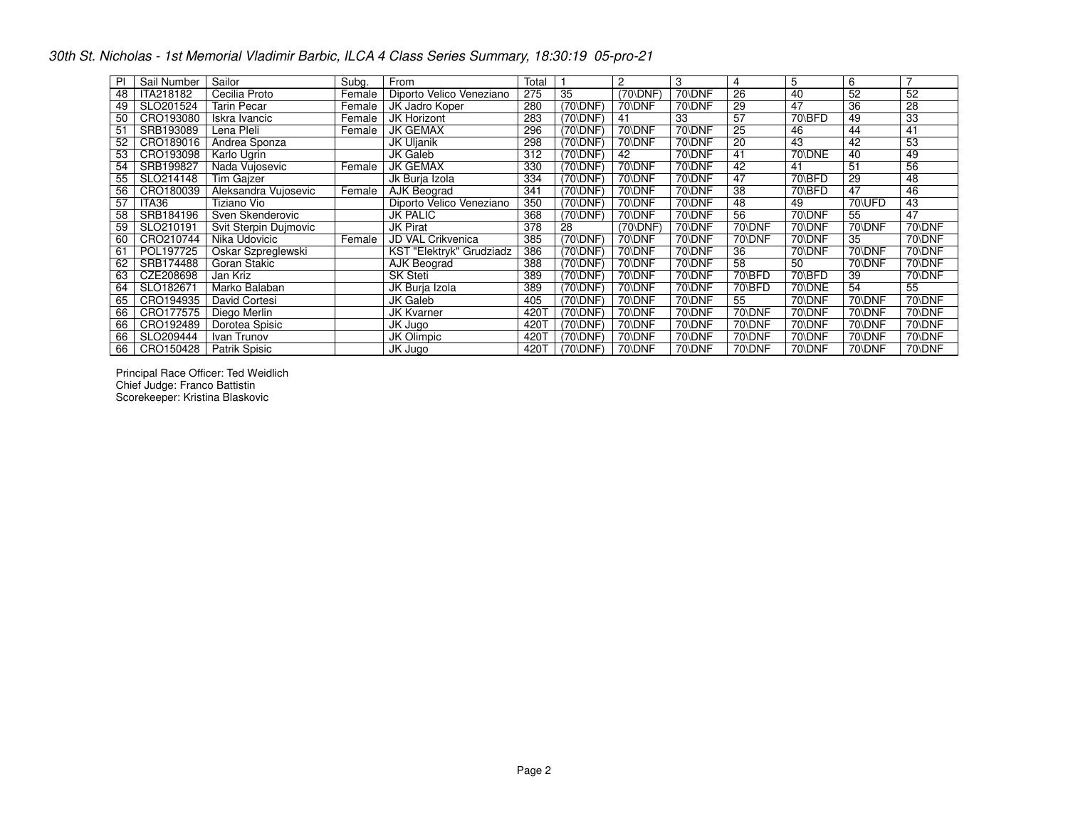*30th St. Nicholas - 1st Memorial Vladimir Barbic, ILCA 4 Class Series Summary, 18:30:19 05-pro-21*

| Pl | Sail Number | Sailor | Subg. | From | Total | 1 | 2 | 3 | 4 | 5 | 6 | 7 |
|---|---|---|---|---|---|---|---|---|---|---|---|---|
| 48 | ITA218182 | Cecilia Proto | Female | Diporto Velico Veneziano | 275 | 35 | (70\DNF) | 70\DNF | 26 | 40 | 52 | 52 |
| 49 | SLO201524 | Tarin Pecar | Female | JK Jadro Koper | 280 | (70\DNF) | 70\DNF | 70\DNF | 29 | 47 | 36 | 28 |
| 50 | CRO193080 | Iskra Ivancic | Female | JK Horizont | 283 | (70\DNF) | 41 | 33 | 57 | 70\BFD | 49 | 33 |
| 51 | SRB193089 | Lena Pleli | Female | JK GEMAX | 296 | (70\DNF) | 70\DNF | 70\DNF | 25 | 46 | 44 | 41 |
| 52 | CRO189016 | Andrea Sponza | | JK Uljanik | 298 | (70\DNF) | 70\DNF | 70\DNF | 20 | 43 | 42 | 53 |
| 53 | CRO193098 | Karlo Ugrin | | JK Galeb | 312 | (70\DNF) | 42 | 70\DNF | 41 | 70\DNE | 40 | 49 |
| 54 | SRB199827 | Nada Vujosevic | Female | JK GEMAX | 330 | (70\DNF) | 70\DNF | 70\DNF | 42 | 41 | 51 | 56 |
| 55 | SLO214148 | Tim Gajzer | | Jk Burja Izola | 334 | (70\DNF) | 70\DNF | 70\DNF | 47 | 70\BFD | 29 | 48 |
| 56 | CRO180039 | Aleksandra Vujosevic | Female | AJK Beograd | 341 | (70\DNF) | 70\DNF | 70\DNF | 38 | 70\BFD | 47 | 46 |
| 57 | ITA36 | Tiziano Vio | | Diporto Velico Veneziano | 350 | (70\DNF) | 70\DNF | 70\DNF | 48 | 49 | 70\UFD | 43 |
| 58 | SRB184196 | Sven Skenderovic | | JK PALIC | 368 | (70\DNF) | 70\DNF | 70\DNF | 56 | 70\DNF | 55 | 47 |
| 59 | SLO210191 | Svit Sterpin Dujmovic | | JK Pirat | 378 | 28 | (70\DNF) | 70\DNF | 70\DNF | 70\DNF | 70\DNF | 70\DNF |
| 60 | CRO210744 | Nika Udovicic | Female | JD VAL Crikvenica | 385 | (70\DNF) | 70\DNF | 70\DNF | 70\DNF | 70\DNF | 35 | 70\DNF |
| 61 | POL197725 | Oskar Szpreglewski | | KST "Elektryk" Grudziadz | 386 | (70\DNF) | 70\DNF | 70\DNF | 36 | 70\DNF | 70\DNF | 70\DNF |
| 62 | SRB174488 | Goran Stakic | | AJK Beograd | 388 | (70\DNF) | 70\DNF | 70\DNF | 58 | 50 | 70\DNF | 70\DNF |
| 63 | CZE208698 | Jan Kriz | | SK Steti | 389 | (70\DNF) | 70\DNF | 70\DNF | 70\BFD | 70\BFD | 39 | 70\DNF |
| 64 | SLO182671 | Marko Balaban | | JK Burja Izola | 389 | (70\DNF) | 70\DNF | 70\DNF | 70\BFD | 70\DNE | 54 | 55 |
| 65 | CRO194935 | David Cortesi | | JK Galeb | 405 | (70\DNF) | 70\DNF | 70\DNF | 55 | 70\DNF | 70\DNF | 70\DNF |
| 66 | CRO177575 | Diego Merlin | | JK Kvarner | 420T | (70\DNF) | 70\DNF | 70\DNF | 70\DNF | 70\DNF | 70\DNF | 70\DNF |
| 66 | CRO192489 | Dorotea Spisic | | JK Jugo | 420T | (70\DNF) | 70\DNF | 70\DNF | 70\DNF | 70\DNF | 70\DNF | 70\DNF |
| 66 | SLO209444 | Ivan Trunov | | JK Olimpic | 420T | (70\DNF) | 70\DNF | 70\DNF | 70\DNF | 70\DNF | 70\DNF | 70\DNF |
| 66 | CRO150428 | Patrik Spisic | | JK Jugo | 420T | (70\DNF) | 70\DNF | 70\DNF | 70\DNF | 70\DNF | 70\DNF | 70\DNF |

Principal Race Officer: Ted Weidlich
Chief Judge: Franco Battistin
Scorekeeper: Kristina Blaskovic